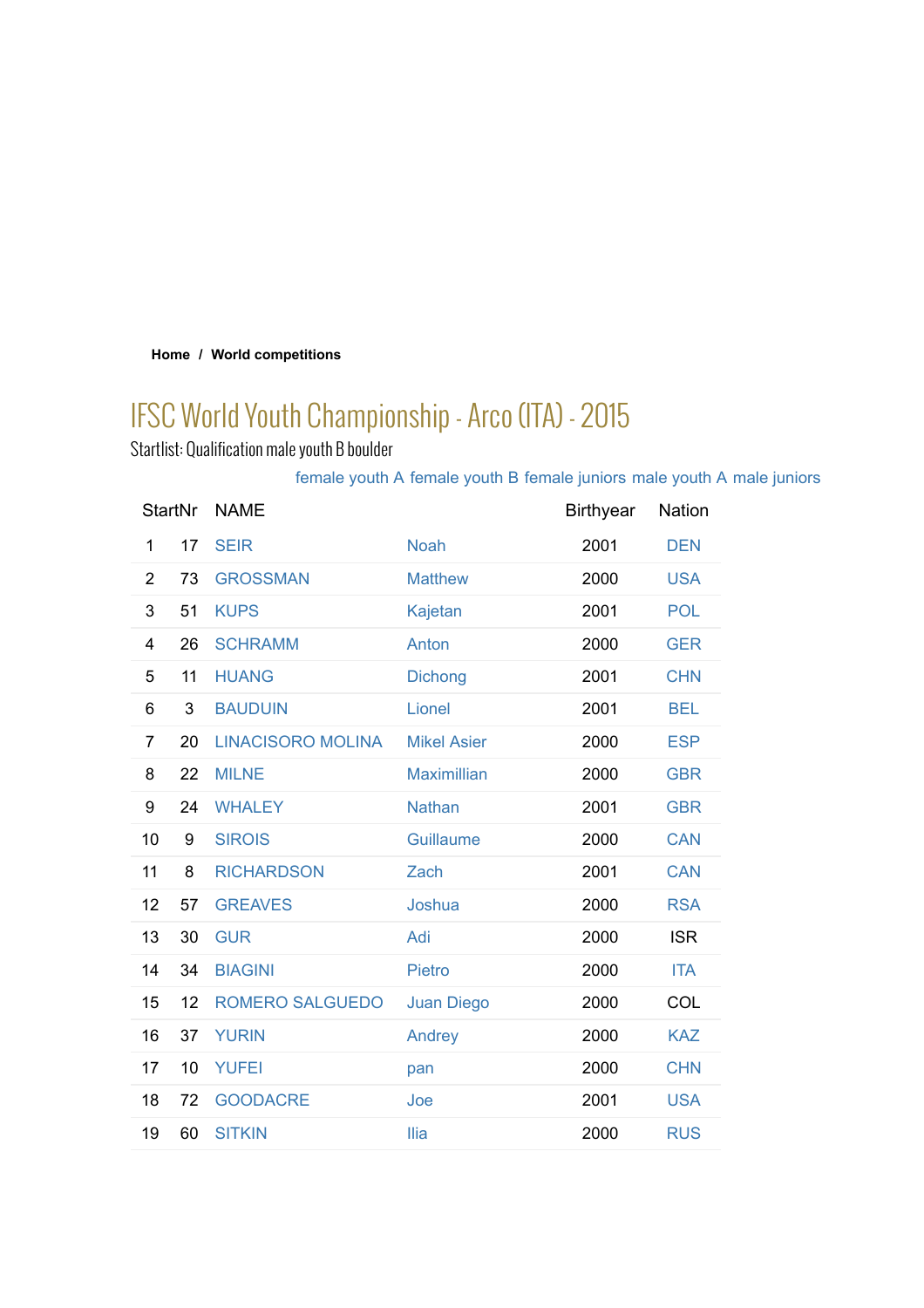**Home / World competitions**

# IFSC World Youth Championship - Arco (ITA) - 2015

Startlist: Qualification male youth B boulder

female youth A female youth B female juniors male youth A male juniors

| StartNr | | NAME | | Birthyear | Nation |
|---|---|---|---|---|---|
| 1 | 17 | SEIR | Noah | 2001 | DEN |
| 2 | 73 | GROSSMAN | Matthew | 2000 | USA |
| 3 | 51 | KUPS | Kajetan | 2001 | POL |
| 4 | 26 | SCHRAMM | Anton | 2000 | GER |
| 5 | 11 | HUANG | Dichong | 2001 | CHN |
| 6 | 3 | BAUDUIN | Lionel | 2001 | BEL |
| 7 | 20 | LINACISORO MOLINA | Mikel Asier | 2000 | ESP |
| 8 | 22 | MILNE | Maximillian | 2000 | GBR |
| 9 | 24 | WHALEY | Nathan | 2001 | GBR |
| 10 | 9 | SIROIS | Guillaume | 2000 | CAN |
| 11 | 8 | RICHARDSON | Zach | 2001 | CAN |
| 12 | 57 | GREAVES | Joshua | 2000 | RSA |
| 13 | 30 | GUR | Adi | 2000 | ISR |
| 14 | 34 | BIAGINI | Pietro | 2000 | ITA |
| 15 | 12 | ROMERO SALGUEDO | Juan Diego | 2000 | COL |
| 16 | 37 | YURIN | Andrey | 2000 | KAZ |
| 17 | 10 | YUFEI | pan | 2000 | CHN |
| 18 | 72 | GOODACRE | Joe | 2001 | USA |
| 19 | 60 | SITKIN | Ilia | 2000 | RUS |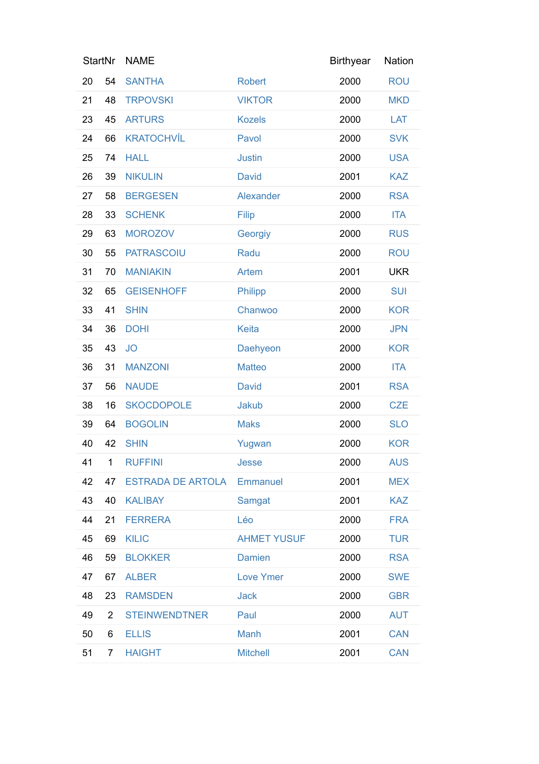| | StartNr | NAME | | Birthyear | Nation |
|---|---|---|---|---|---|
| 20 | 54 | SANTHA | Robert | 2000 | ROU |
| 21 | 48 | TRPOVSKI | VIKTOR | 2000 | MKD |
| 23 | 45 | ARTURS | Kozels | 2000 | LAT |
| 24 | 66 | KRATOCHVÍL | Pavol | 2000 | SVK |
| 25 | 74 | HALL | Justin | 2000 | USA |
| 26 | 39 | NIKULIN | David | 2001 | KAZ |
| 27 | 58 | BERGESEN | Alexander | 2000 | RSA |
| 28 | 33 | SCHENK | Filip | 2000 | ITA |
| 29 | 63 | MOROZOV | Georgiy | 2000 | RUS |
| 30 | 55 | PATRASCOIU | Radu | 2000 | ROU |
| 31 | 70 | MANIAKIN | Artem | 2001 | UKR |
| 32 | 65 | GEISENHOFF | Philipp | 2000 | SUI |
| 33 | 41 | SHIN | Chanwoo | 2000 | KOR |
| 34 | 36 | DOHI | Keita | 2000 | JPN |
| 35 | 43 | JO | Daehyeon | 2000 | KOR |
| 36 | 31 | MANZONI | Matteo | 2000 | ITA |
| 37 | 56 | NAUDE | David | 2001 | RSA |
| 38 | 16 | SKOCDOPOLE | Jakub | 2000 | CZE |
| 39 | 64 | BOGOLIN | Maks | 2000 | SLO |
| 40 | 42 | SHIN | Yugwan | 2000 | KOR |
| 41 | 1 | RUFFINI | Jesse | 2000 | AUS |
| 42 | 47 | ESTRADA DE ARTOLA | Emmanuel | 2001 | MEX |
| 43 | 40 | KALIBAY | Samgat | 2001 | KAZ |
| 44 | 21 | FERRERA | Léo | 2000 | FRA |
| 45 | 69 | KILIC | AHMET YUSUF | 2000 | TUR |
| 46 | 59 | BLOKKER | Damien | 2000 | RSA |
| 47 | 67 | ALBER | Love Ymer | 2000 | SWE |
| 48 | 23 | RAMSDEN | Jack | 2000 | GBR |
| 49 | 2 | STEINWENDTNER | Paul | 2000 | AUT |
| 50 | 6 | ELLIS | Manh | 2001 | CAN |
| 51 | 7 | HAIGHT | Mitchell | 2001 | CAN |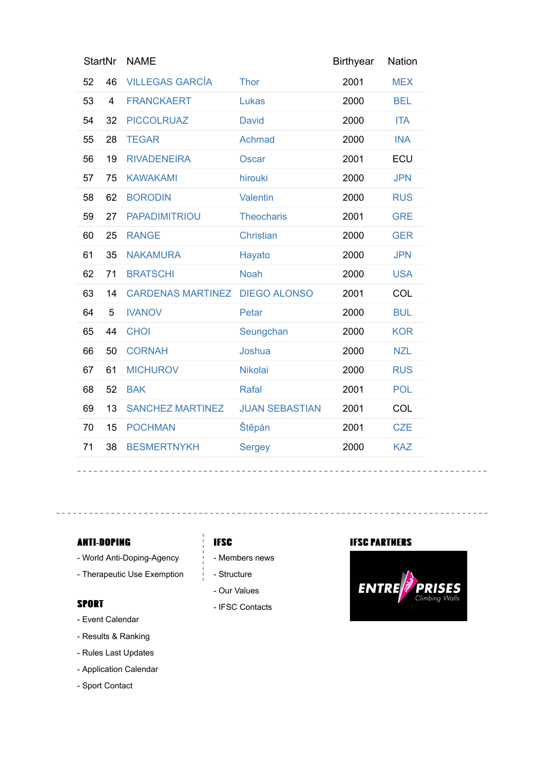| | StartNr | NAME | | Birthyear | Nation |
|---|---|---|---|---|---|
| 52 | 46 | VILLEGAS GARCÍA | Thor | 2001 | MEX |
| 53 | 4 | FRANCKAERT | Lukas | 2000 | BEL |
| 54 | 32 | PICCOLRUAZ | David | 2000 | ITA |
| 55 | 28 | TEGAR | Achmad | 2000 | INA |
| 56 | 19 | RIVADENEIRA | Oscar | 2001 | ECU |
| 57 | 75 | KAWAKAMI | hirouki | 2000 | JPN |
| 58 | 62 | BORODIN | Valentin | 2000 | RUS |
| 59 | 27 | PAPADIMITRIOU | Theocharis | 2001 | GRE |
| 60 | 25 | RANGE | Christian | 2000 | GER |
| 61 | 35 | NAKAMURA | Hayato | 2000 | JPN |
| 62 | 71 | BRATSCHI | Noah | 2000 | USA |
| 63 | 14 | CARDENAS MARTINEZ | DIEGO ALONSO | 2001 | COL |
| 64 | 5 | IVANOV | Petar | 2000 | BUL |
| 65 | 44 | CHOI | Seungchan | 2000 | KOR |
| 66 | 50 | CORNAH | Joshua | 2000 | NZL |
| 67 | 61 | MICHUROV | Nikolai | 2000 | RUS |
| 68 | 52 | BAK | Rafal | 2001 | POL |
| 69 | 13 | SANCHEZ MARTINEZ | JUAN SEBASTIAN | 2001 | COL |
| 70 | 15 | POCHMAN | Štěpán | 2001 | CZE |
| 71 | 38 | BESMERTNYKH | Sergey | 2000 | KAZ |

**ANTI-DOPING**

- World Anti-Doping-Agency
- Therapeutic Use Exemption

**SPORT**

- Event Calendar
- Results & Ranking
- Rules Last Updates
- Application Calendar
- Sport Contact

**IFSC**

- Members news
- Structure
- Our Values
- IFSC Contacts

**IFSC PARTNERS**

ENTRE PRISES Climbing Walls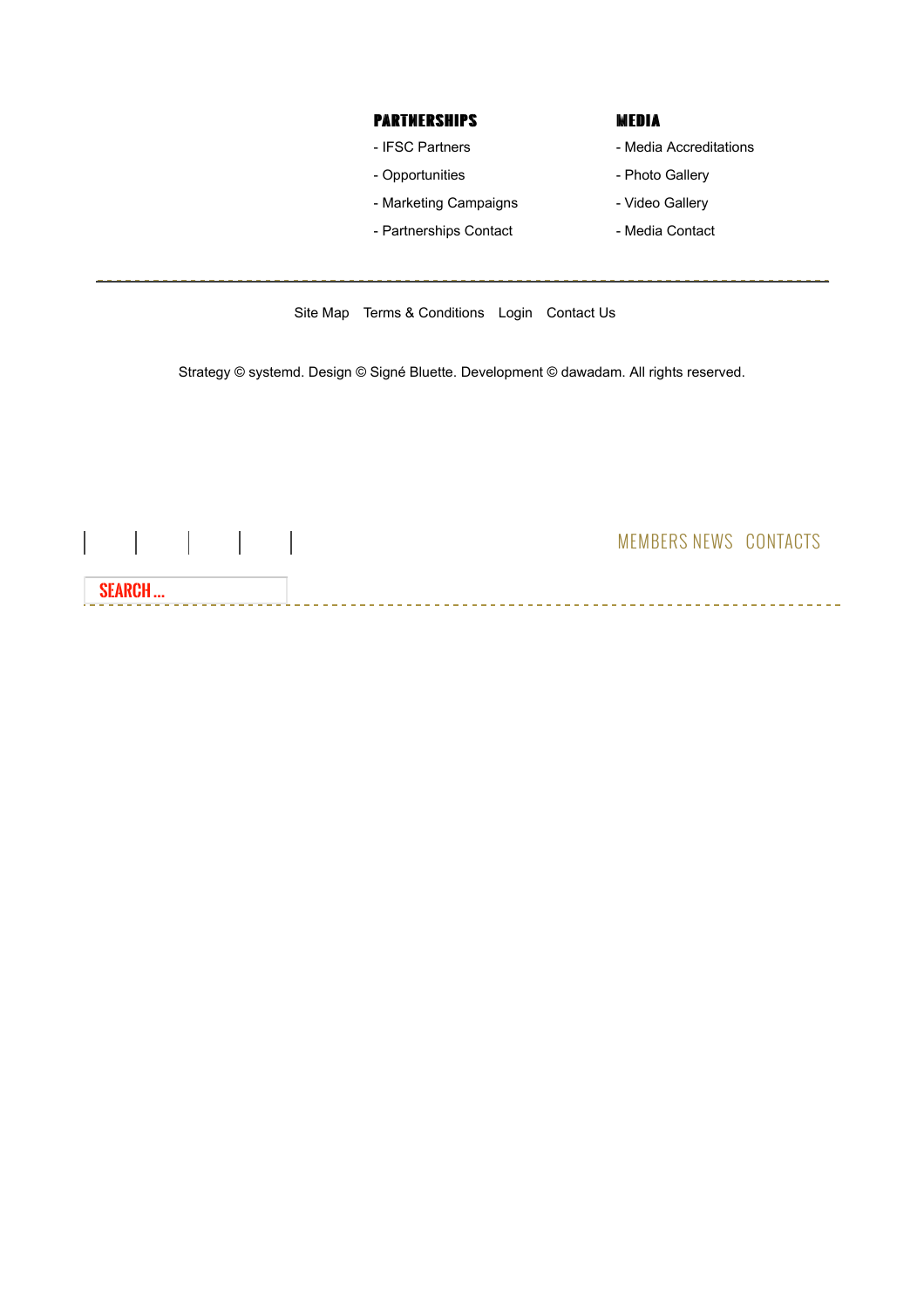**PARTNERSHIPS**

- IFSC Partners
- Opportunities
- Marketing Campaigns
- Partnerships Contact

**MEDIA**

- Media Accreditations
- Photo Gallery
- Video Gallery
- Media Contact

---

Site Map   Terms & Conditions   Login   Contact Us

Strategy © systemd. Design © Signé Bluette. Development © dawadam. All rights reserved.

MEMBERS NEWS   CONTACTS

SEARCH ...